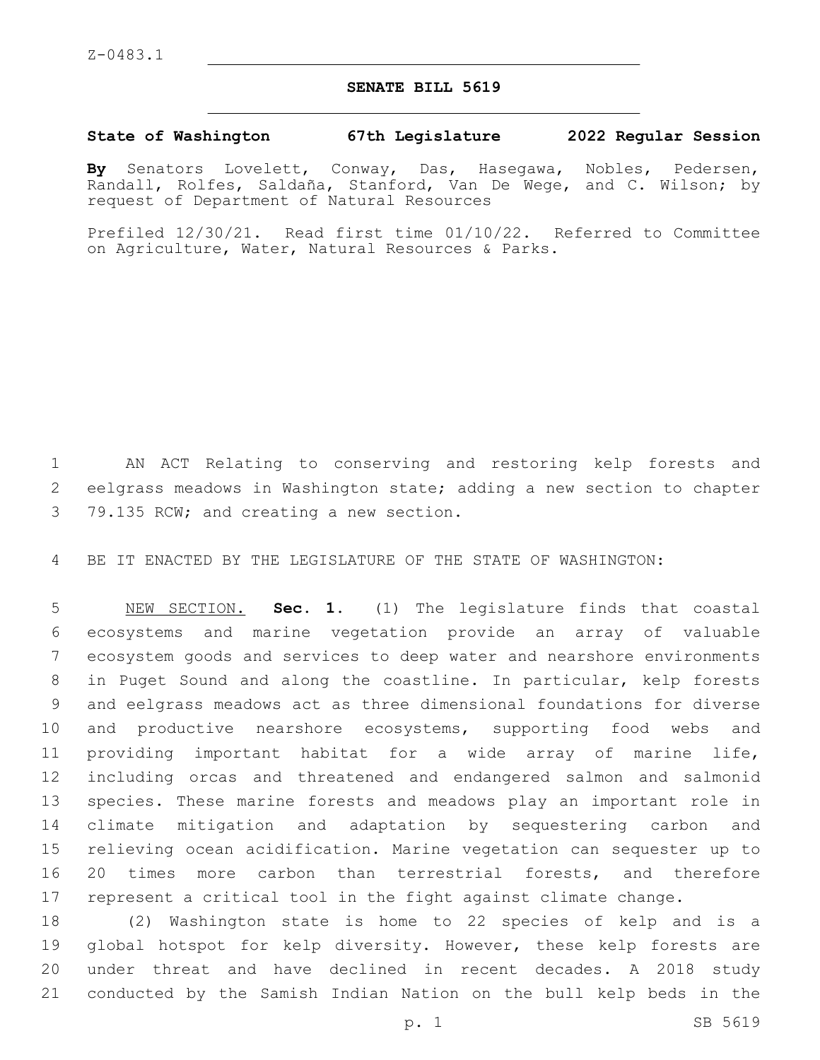Z-0483.1

# SENATE BILL 5619

**State of Washington 67th Legislature 2022 Regular Session**

**By** Senators Lovelett, Conway, Das, Hasegawa, Nobles, Pedersen, Randall, Rolfes, Saldaña, Stanford, Van De Wege, and C. Wilson; by request of Department of Natural Resources

Prefiled 12/30/21. Read first time 01/10/22. Referred to Committee on Agriculture, Water, Natural Resources & Parks.

AN ACT Relating to conserving and restoring kelp forests and eelgrass meadows in Washington state; adding a new section to chapter 79.135 RCW; and creating a new section.

BE IT ENACTED BY THE LEGISLATURE OF THE STATE OF WASHINGTON:

NEW SECTION. **Sec. 1.** (1) The legislature finds that coastal ecosystems and marine vegetation provide an array of valuable ecosystem goods and services to deep water and nearshore environments in Puget Sound and along the coastline. In particular, kelp forests and eelgrass meadows act as three dimensional foundations for diverse and productive nearshore ecosystems, supporting food webs and providing important habitat for a wide array of marine life, including orcas and threatened and endangered salmon and salmonid species. These marine forests and meadows play an important role in climate mitigation and adaptation by sequestering carbon and relieving ocean acidification. Marine vegetation can sequester up to 20 times more carbon than terrestrial forests, and therefore represent a critical tool in the fight against climate change.

(2) Washington state is home to 22 species of kelp and is a global hotspot for kelp diversity. However, these kelp forests are under threat and have declined in recent decades. A 2018 study conducted by the Samish Indian Nation on the bull kelp beds in the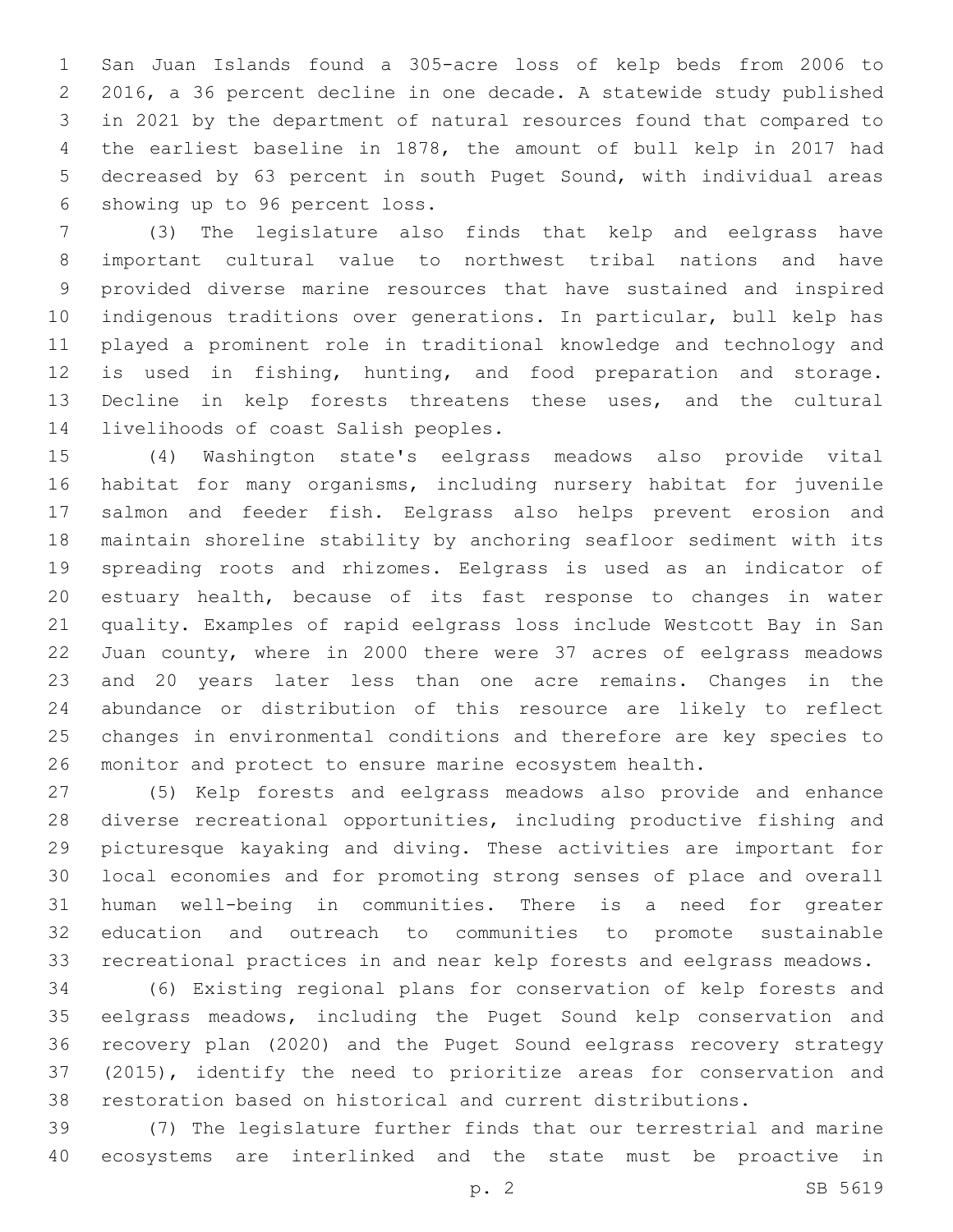San Juan Islands found a 305-acre loss of kelp beds from 2006 to 2016, a 36 percent decline in one decade. A statewide study published in 2021 by the department of natural resources found that compared to the earliest baseline in 1878, the amount of bull kelp in 2017 had decreased by 63 percent in south Puget Sound, with individual areas showing up to 96 percent loss.

(3) The legislature also finds that kelp and eelgrass have important cultural value to northwest tribal nations and have provided diverse marine resources that have sustained and inspired indigenous traditions over generations. In particular, bull kelp has played a prominent role in traditional knowledge and technology and is used in fishing, hunting, and food preparation and storage. Decline in kelp forests threatens these uses, and the cultural livelihoods of coast Salish peoples.

(4) Washington state's eelgrass meadows also provide vital habitat for many organisms, including nursery habitat for juvenile salmon and feeder fish. Eelgrass also helps prevent erosion and maintain shoreline stability by anchoring seafloor sediment with its spreading roots and rhizomes. Eelgrass is used as an indicator of estuary health, because of its fast response to changes in water quality. Examples of rapid eelgrass loss include Westcott Bay in San Juan county, where in 2000 there were 37 acres of eelgrass meadows and 20 years later less than one acre remains. Changes in the abundance or distribution of this resource are likely to reflect changes in environmental conditions and therefore are key species to monitor and protect to ensure marine ecosystem health.

(5) Kelp forests and eelgrass meadows also provide and enhance diverse recreational opportunities, including productive fishing and picturesque kayaking and diving. These activities are important for local economies and for promoting strong senses of place and overall human well-being in communities. There is a need for greater education and outreach to communities to promote sustainable recreational practices in and near kelp forests and eelgrass meadows.

(6) Existing regional plans for conservation of kelp forests and eelgrass meadows, including the Puget Sound kelp conservation and recovery plan (2020) and the Puget Sound eelgrass recovery strategy (2015), identify the need to prioritize areas for conservation and restoration based on historical and current distributions.

(7) The legislature further finds that our terrestrial and marine ecosystems are interlinked and the state must be proactive in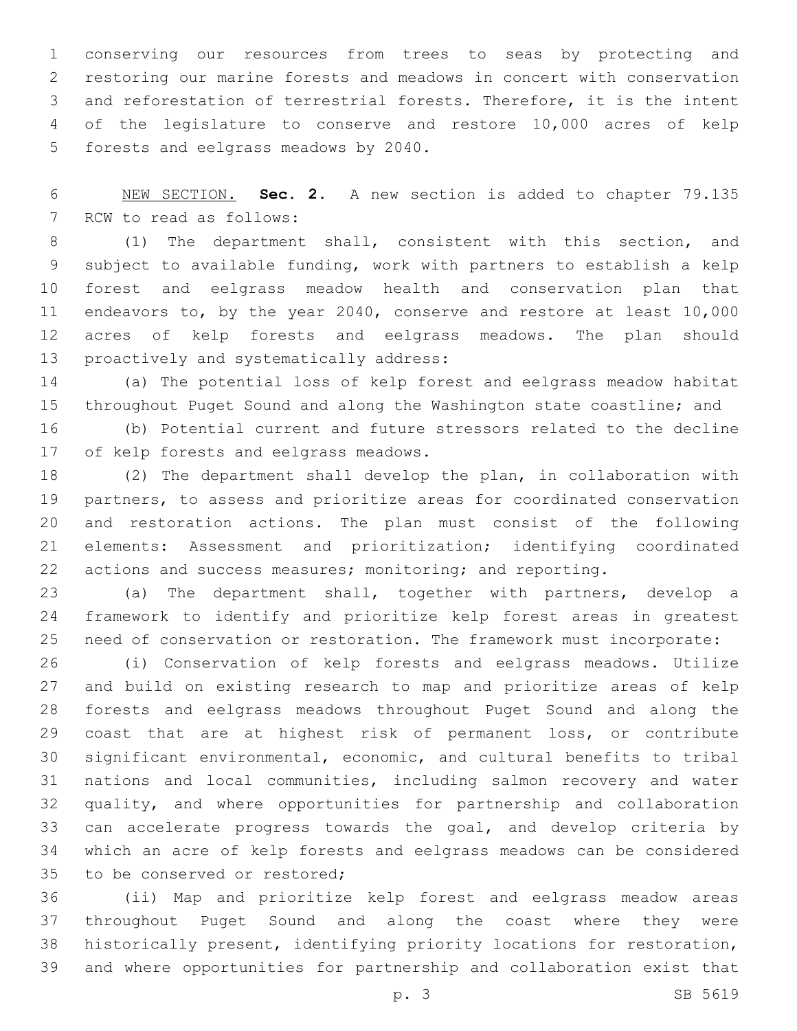conserving our resources from trees to seas by protecting and restoring our marine forests and meadows in concert with conservation and reforestation of terrestrial forests. Therefore, it is the intent of the legislature to conserve and restore 10,000 acres of kelp forests and eelgrass meadows by 2040.

NEW SECTION. **Sec. 2.** A new section is added to chapter 79.135 RCW to read as follows:

(1) The department shall, consistent with this section, and subject to available funding, work with partners to establish a kelp forest and eelgrass meadow health and conservation plan that endeavors to, by the year 2040, conserve and restore at least 10,000 acres of kelp forests and eelgrass meadows. The plan should proactively and systematically address:

(a) The potential loss of kelp forest and eelgrass meadow habitat throughout Puget Sound and along the Washington state coastline; and

(b) Potential current and future stressors related to the decline of kelp forests and eelgrass meadows.

(2) The department shall develop the plan, in collaboration with partners, to assess and prioritize areas for coordinated conservation and restoration actions. The plan must consist of the following elements: Assessment and prioritization; identifying coordinated actions and success measures; monitoring; and reporting.

(a) The department shall, together with partners, develop a framework to identify and prioritize kelp forest areas in greatest need of conservation or restoration. The framework must incorporate:

(i) Conservation of kelp forests and eelgrass meadows. Utilize and build on existing research to map and prioritize areas of kelp forests and eelgrass meadows throughout Puget Sound and along the coast that are at highest risk of permanent loss, or contribute significant environmental, economic, and cultural benefits to tribal nations and local communities, including salmon recovery and water quality, and where opportunities for partnership and collaboration can accelerate progress towards the goal, and develop criteria by which an acre of kelp forests and eelgrass meadows can be considered to be conserved or restored;

(ii) Map and prioritize kelp forest and eelgrass meadow areas throughout Puget Sound and along the coast where they were historically present, identifying priority locations for restoration, and where opportunities for partnership and collaboration exist that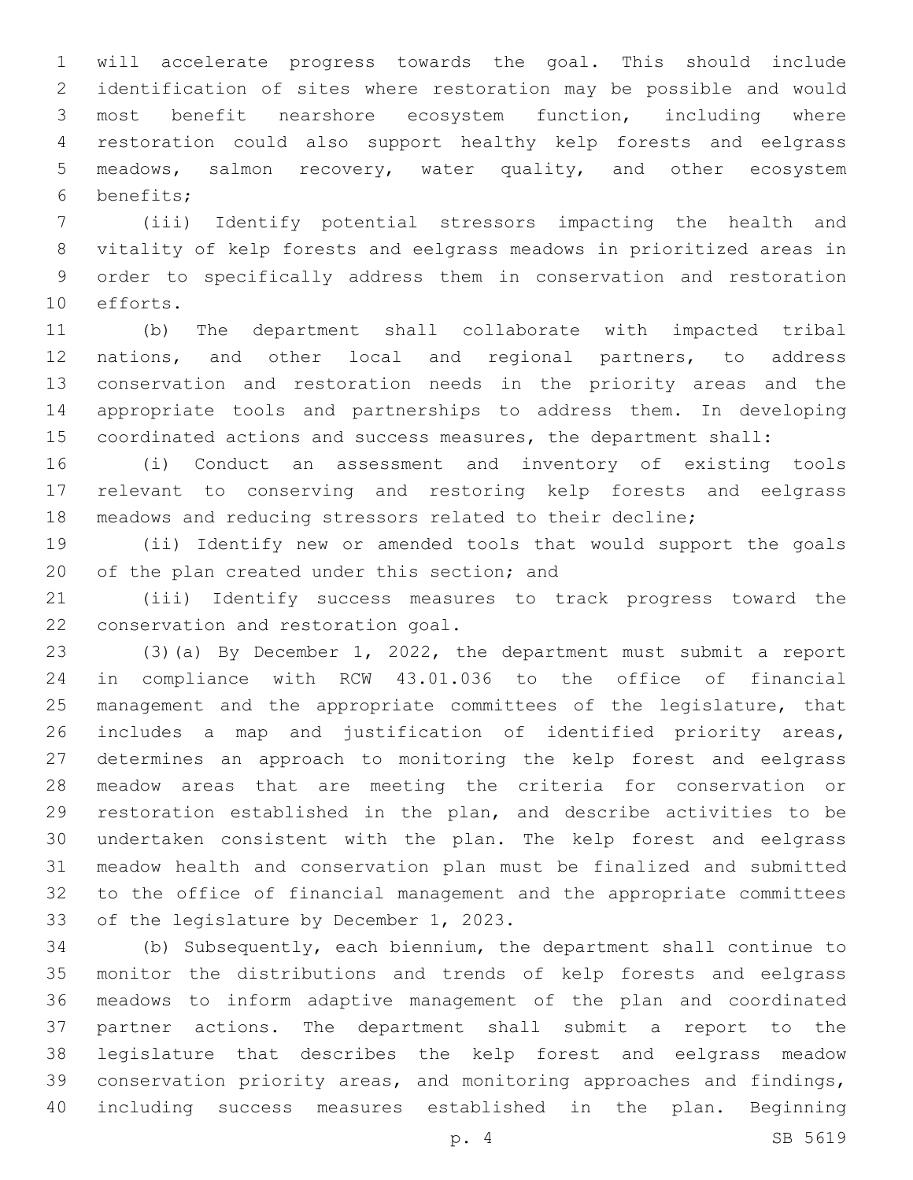will accelerate progress towards the goal. This should include identification of sites where restoration may be possible and would most benefit nearshore ecosystem function, including where restoration could also support healthy kelp forests and eelgrass meadows, salmon recovery, water quality, and other ecosystem benefits;

(iii) Identify potential stressors impacting the health and vitality of kelp forests and eelgrass meadows in prioritized areas in order to specifically address them in conservation and restoration efforts.

(b) The department shall collaborate with impacted tribal nations, and other local and regional partners, to address conservation and restoration needs in the priority areas and the appropriate tools and partnerships to address them. In developing coordinated actions and success measures, the department shall:

(i) Conduct an assessment and inventory of existing tools relevant to conserving and restoring kelp forests and eelgrass meadows and reducing stressors related to their decline;

(ii) Identify new or amended tools that would support the goals of the plan created under this section; and

(iii) Identify success measures to track progress toward the conservation and restoration goal.

(3)(a) By December 1, 2022, the department must submit a report in compliance with RCW 43.01.036 to the office of financial management and the appropriate committees of the legislature, that includes a map and justification of identified priority areas, determines an approach to monitoring the kelp forest and eelgrass meadow areas that are meeting the criteria for conservation or restoration established in the plan, and describe activities to be undertaken consistent with the plan. The kelp forest and eelgrass meadow health and conservation plan must be finalized and submitted to the office of financial management and the appropriate committees of the legislature by December 1, 2023.

(b) Subsequently, each biennium, the department shall continue to monitor the distributions and trends of kelp forests and eelgrass meadows to inform adaptive management of the plan and coordinated partner actions. The department shall submit a report to the legislature that describes the kelp forest and eelgrass meadow conservation priority areas, and monitoring approaches and findings, including success measures established in the plan. Beginning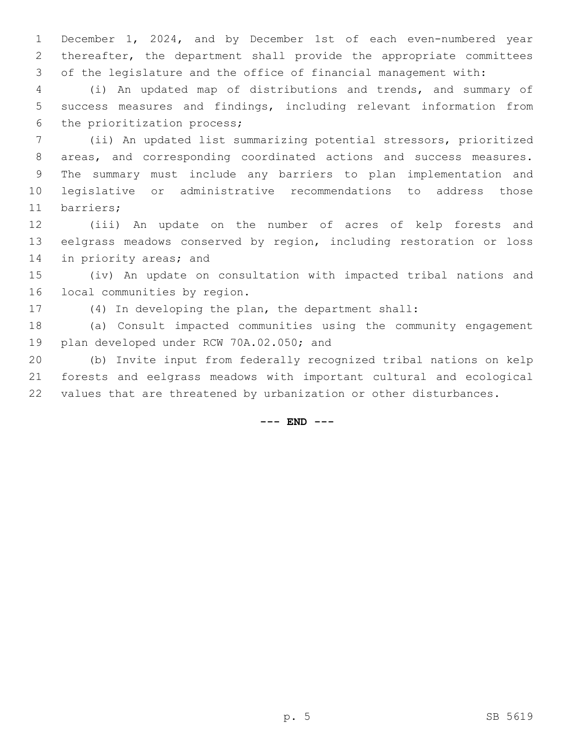December 1, 2024, and by December 1st of each even-numbered year thereafter, the department shall provide the appropriate committees of the legislature and the office of financial management with:

(i) An updated map of distributions and trends, and summary of success measures and findings, including relevant information from the prioritization process;

(ii) An updated list summarizing potential stressors, prioritized areas, and corresponding coordinated actions and success measures. The summary must include any barriers to plan implementation and legislative or administrative recommendations to address those barriers;

(iii) An update on the number of acres of kelp forests and eelgrass meadows conserved by region, including restoration or loss in priority areas; and

(iv) An update on consultation with impacted tribal nations and local communities by region.

(4) In developing the plan, the department shall:

(a) Consult impacted communities using the community engagement plan developed under RCW 70A.02.050; and

(b) Invite input from federally recognized tribal nations on kelp forests and eelgrass meadows with important cultural and ecological values that are threatened by urbanization or other disturbances.

**--- END ---**